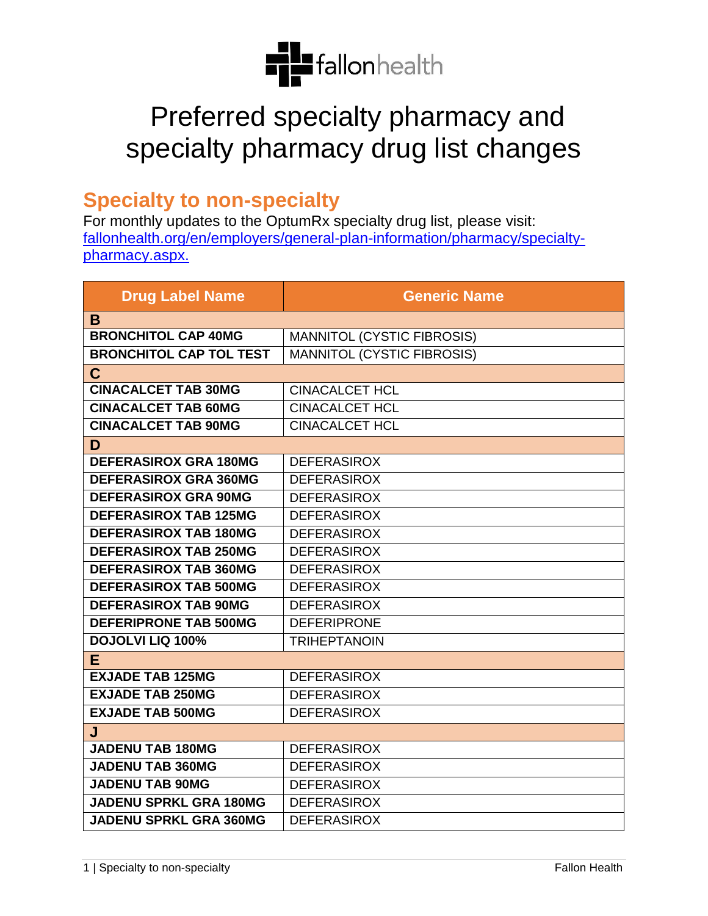# Preferred specialty pharmacy and specialty pharmacy drug list changes

## Specialty to non-specialty

For monthly updates to the OptumRx specialty drug list, please visit: [fallonhealth.org/en/employers/general-plan-information/pharmacy/specialty-pharmacy.aspx.](fallonhealth.org/en/employers/general-plan-information/pharmacy/specialty-pharmacy.aspx)

| Drug Label Name | Generic Name |
|---|---|
| **B** | |
| **BRONCHITOL CAP 40MG** | MANNITOL (CYSTIC FIBROSIS) |
| **BRONCHITOL CAP TOL TEST** | MANNITOL (CYSTIC FIBROSIS) |
| **C** | |
| **CINACALCET TAB 30MG** | CINACALCET HCL |
| **CINACALCET TAB 60MG** | CINACALCET HCL |
| **CINACALCET TAB 90MG** | CINACALCET HCL |
| **D** | |
| **DEFERASIROX GRA 180MG** | DEFERASIROX |
| **DEFERASIROX GRA 360MG** | DEFERASIROX |
| **DEFERASIROX GRA 90MG** | DEFERASIROX |
| **DEFERASIROX TAB 125MG** | DEFERASIROX |
| **DEFERASIROX TAB 180MG** | DEFERASIROX |
| **DEFERASIROX TAB 250MG** | DEFERASIROX |
| **DEFERASIROX TAB 360MG** | DEFERASIROX |
| **DEFERASIROX TAB 500MG** | DEFERASIROX |
| **DEFERASIROX TAB 90MG** | DEFERASIROX |
| **DEFERIPRONE TAB 500MG** | DEFERIPRONE |
| **DOJOLVI LIQ 100%** | TRIHEPTANOIN |
| **E** | |
| **EXJADE TAB 125MG** | DEFERASIROX |
| **EXJADE TAB 250MG** | DEFERASIROX |
| **EXJADE TAB 500MG** | DEFERASIROX |
| **J** | |
| **JADENU TAB 180MG** | DEFERASIROX |
| **JADENU TAB 360MG** | DEFERASIROX |
| **JADENU TAB 90MG** | DEFERASIROX |
| **JADENU SPRKL GRA 180MG** | DEFERASIROX |
| **JADENU SPRKL GRA 360MG** | DEFERASIROX |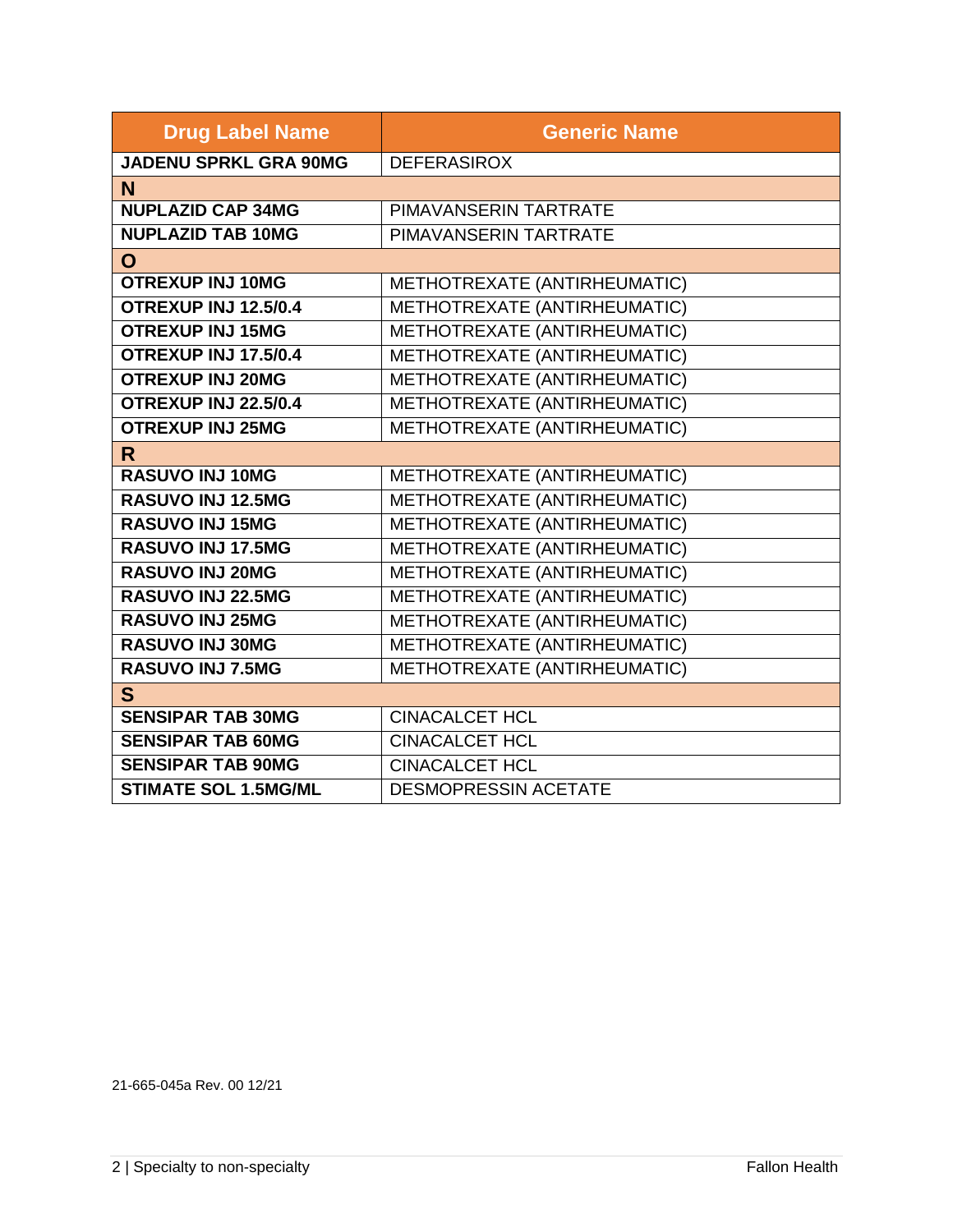| Drug Label Name | Generic Name |
| --- | --- |
| **JADENU SPRKL GRA 90MG** | DEFERASIROX |
| **N** | |
| **NUPLAZID CAP 34MG** | PIMAVANSERIN TARTRATE |
| **NUPLAZID TAB 10MG** | PIMAVANSERIN TARTRATE |
| **O** | |
| **OTREXUP INJ 10MG** | METHOTREXATE (ANTIRHEUMATIC) |
| **OTREXUP INJ 12.5/0.4** | METHOTREXATE (ANTIRHEUMATIC) |
| **OTREXUP INJ 15MG** | METHOTREXATE (ANTIRHEUMATIC) |
| **OTREXUP INJ 17.5/0.4** | METHOTREXATE (ANTIRHEUMATIC) |
| **OTREXUP INJ 20MG** | METHOTREXATE (ANTIRHEUMATIC) |
| **OTREXUP INJ 22.5/0.4** | METHOTREXATE (ANTIRHEUMATIC) |
| **OTREXUP INJ 25MG** | METHOTREXATE (ANTIRHEUMATIC) |
| **R** | |
| **RASUVO INJ 10MG** | METHOTREXATE (ANTIRHEUMATIC) |
| **RASUVO INJ 12.5MG** | METHOTREXATE (ANTIRHEUMATIC) |
| **RASUVO INJ 15MG** | METHOTREXATE (ANTIRHEUMATIC) |
| **RASUVO INJ 17.5MG** | METHOTREXATE (ANTIRHEUMATIC) |
| **RASUVO INJ 20MG** | METHOTREXATE (ANTIRHEUMATIC) |
| **RASUVO INJ 22.5MG** | METHOTREXATE (ANTIRHEUMATIC) |
| **RASUVO INJ 25MG** | METHOTREXATE (ANTIRHEUMATIC) |
| **RASUVO INJ 30MG** | METHOTREXATE (ANTIRHEUMATIC) |
| **RASUVO INJ 7.5MG** | METHOTREXATE (ANTIRHEUMATIC) |
| **S** | |
| **SENSIPAR TAB 30MG** | CINACALCET HCL |
| **SENSIPAR TAB 60MG** | CINACALCET HCL |
| **SENSIPAR TAB 90MG** | CINACALCET HCL |
| **STIMATE SOL 1.5MG/ML** | DESMOPRESSIN ACETATE |

21-665-045a Rev. 00 12/21